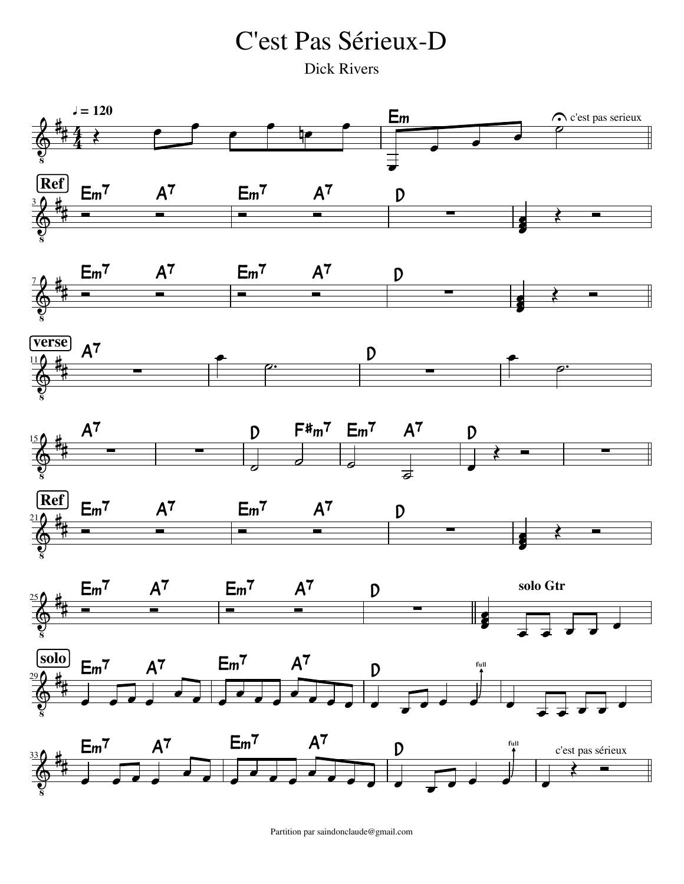# C'est Pas Sérieux-D

Dick Rivers

♩ = 120

Em — c'est pas serieux

**Ref**

Em7 A7 | Em7 A7 | D | 

Em7 A7 | Em7 A7 | D | 

**verse**

A7 | | D | 

A7 | | D F#m7 | Em7 A7 | D | 

**Ref**

Em7 A7 | Em7 A7 | D | 

Em7 A7 | Em7 A7 | D || solo Gtr

**solo**

Em7 A7 | Em7 A7 | D full | 

Em7 A7 | Em7 A7 | D full | c'est pas sérieux

Partition par saindonclaude@gmail.com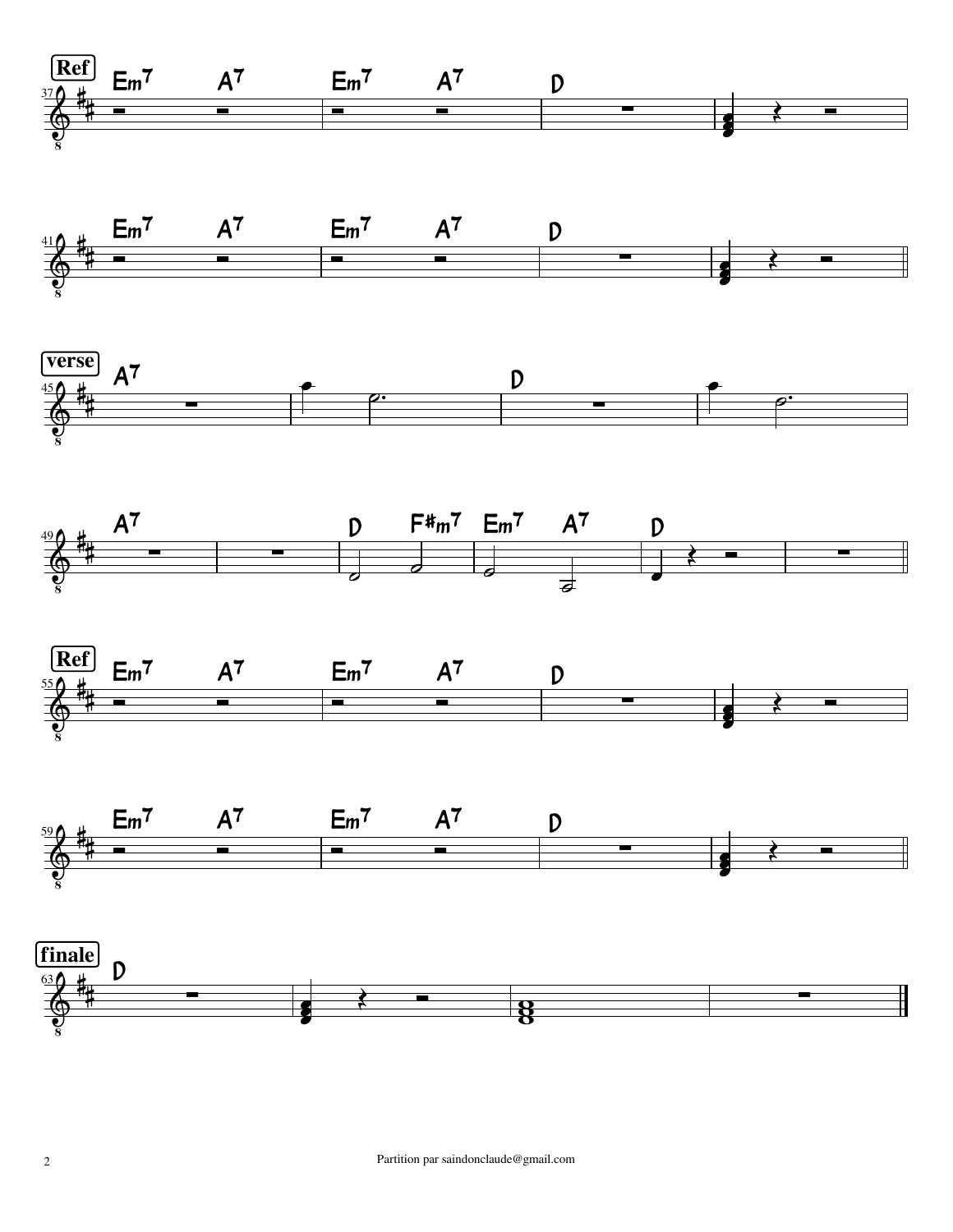**Ref**

37 Em7 A7 | Em7 A7 | D | |

41 Em7 A7 | Em7 A7 | D | |

**verse**

45 A7 | | D | |

49 A7 | | D F#m7 | Em7 A7 | D | |

**Ref**

55 Em7 A7 | Em7 A7 | D | |

59 Em7 A7 | Em7 A7 | D | |

**finale**

63 D | | | |